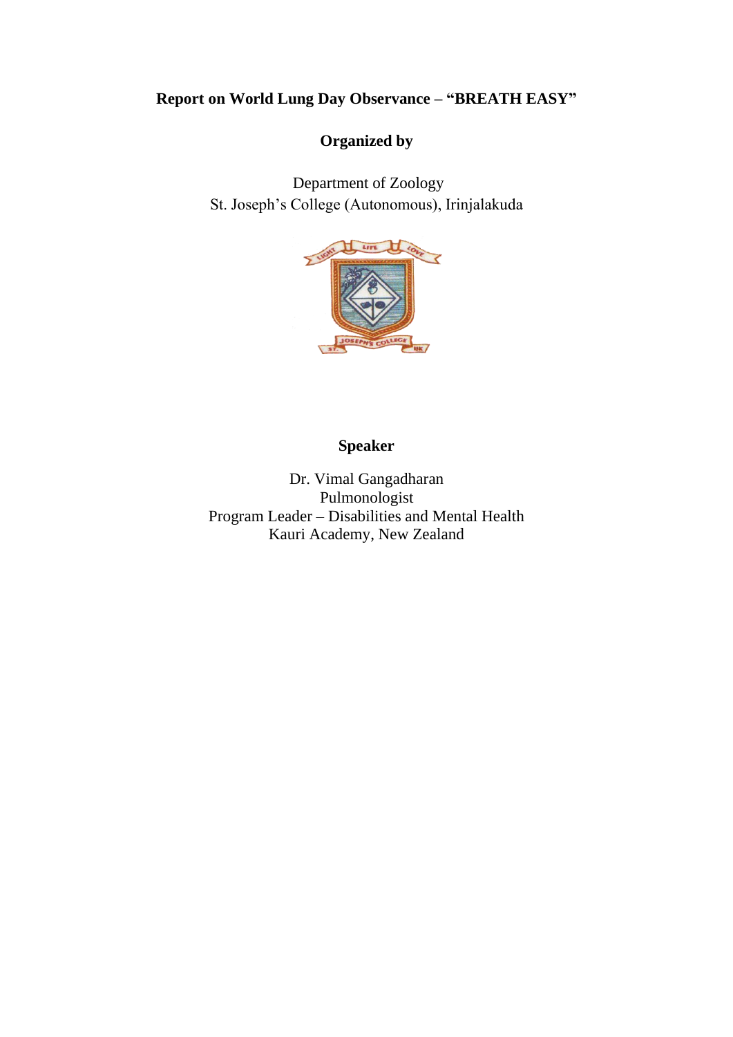**Report on World Lung Day Observance – "BREATH EASY"**

**Organized by**

Department of Zoology
St. Joseph's College (Autonomous), Irinjalakuda

**Speaker**

Dr. Vimal Gangadharan
Pulmonologist
Program Leader – Disabilities and Mental Health
Kauri Academy, New Zealand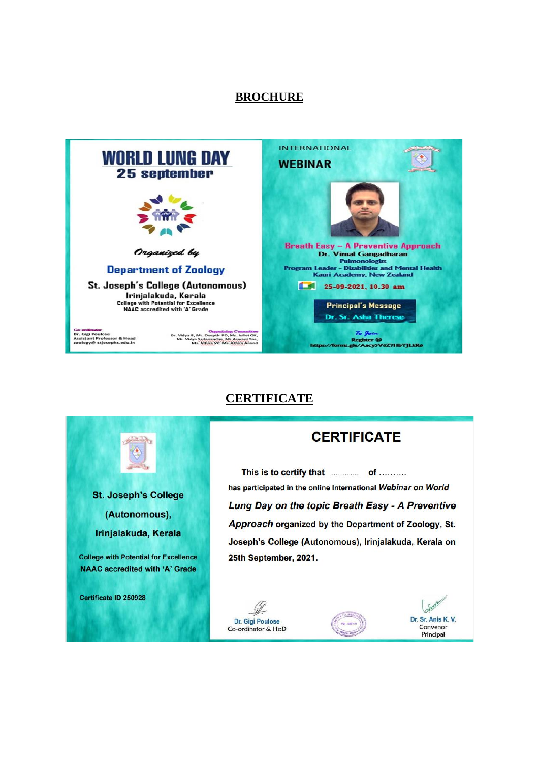## BROCHURE

# WORLD LUNG DAY
## 25 september

*Organized by*

**Department of Zoology**

**St. Joseph's College (Autonomous)**
**Irinjalakuda, Kerala**
College with Potential for Excellence
NAAC accredited with 'A' Grade

Co-ordinator
Dr. Gigi Poulose
Assistant Professor & Head
zoology@ stjosephs.edu.in

Organizing Committee
Dr. Vidya G, Ms. Deepthi PD, Ms. Juliet OK,
Ms. Vidya Sadanandan, Ms.Aswani Das,
Ms. Athira VC, Ms. Athira Anand

INTERNATIONAL

**WEBINAR**

**Breath Easy – A Preventive Approach**
**Dr. Vimal Gangadharan**
Pulmonologist
Program Leader – Disabilities and Mental Health
Kauri Academy, New Zealand

25-09-2021, 10.30 am

**Principal's Message**
Dr. Sr. Asha Therese

*To Join*
Register @
https://forms.gle/Aacy5VeZ7HbYJLkR6

## CERTIFICATE

St. Joseph's College (Autonomous), Irinjalakuda, Kerala

College with Potential for Excellence
NAAC accredited with 'A' Grade

Certificate ID 250928

# CERTIFICATE

This is to certify that ............... of ..........
has participated in the online International *Webinar on World Lung Day on the topic Breath Easy - A Preventive Approach* organized by the Department of Zoology, St. Joseph's College (Autonomous), Irinjalakuda, Kerala on 25th September, 2021.

Dr. Gigi Poulose
Co-ordinator & HoD

Dr. Sr. Anis K. V.
Convenor
Principal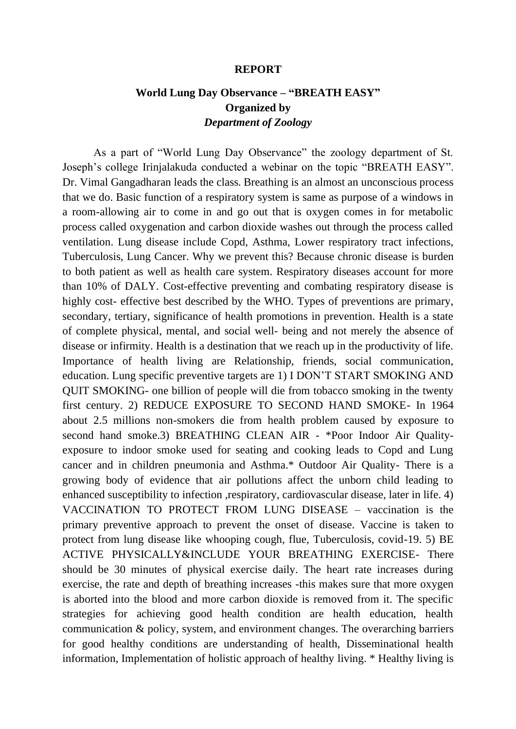**REPORT**

**World Lung Day Observance – "BREATH EASY"**
**Organized by**
***Department of Zoology***

As a part of "World Lung Day Observance" the zoology department of St. Joseph's college Irinjalakuda conducted a webinar on the topic "BREATH EASY". Dr. Vimal Gangadharan leads the class. Breathing is an almost an unconscious process that we do. Basic function of a respiratory system is same as purpose of a windows in a room-allowing air to come in and go out that is oxygen comes in for metabolic process called oxygenation and carbon dioxide washes out through the process called ventilation. Lung disease include Copd, Asthma, Lower respiratory tract infections, Tuberculosis, Lung Cancer. Why we prevent this? Because chronic disease is burden to both patient as well as health care system. Respiratory diseases account for more than 10% of DALY. Cost-effective preventing and combating respiratory disease is highly cost- effective best described by the WHO. Types of preventions are primary, secondary, tertiary, significance of health promotions in prevention. Health is a state of complete physical, mental, and social well- being and not merely the absence of disease or infirmity. Health is a destination that we reach up in the productivity of life. Importance of health living are Relationship, friends, social communication, education. Lung specific preventive targets are 1) I DON'T START SMOKING AND QUIT SMOKING- one billion of people will die from tobacco smoking in the twenty first century. 2) REDUCE EXPOSURE TO SECOND HAND SMOKE- In 1964 about 2.5 millions non-smokers die from health problem caused by exposure to second hand smoke.3) BREATHING CLEAN AIR - *Poor Indoor Air Quality- exposure to indoor smoke used for seating and cooking leads to Copd and Lung cancer and in children pneumonia and Asthma.* Outdoor Air Quality- There is a growing body of evidence that air pollutions affect the unborn child leading to enhanced susceptibility to infection ,respiratory, cardiovascular disease, later in life. 4) VACCINATION TO PROTECT FROM LUNG DISEASE – vaccination is the primary preventive approach to prevent the onset of disease. Vaccine is taken to protect from lung disease like whooping cough, flue, Tuberculosis, covid-19. 5) BE ACTIVE PHYSICALLY&INCLUDE YOUR BREATHING EXERCISE- There should be 30 minutes of physical exercise daily. The heart rate increases during exercise, the rate and depth of breathing increases -this makes sure that more oxygen is aborted into the blood and more carbon dioxide is removed from it. The specific strategies for achieving good health condition are health education, health communication & policy, system, and environment changes. The overarching barriers for good healthy conditions are understanding of health, Disseminational health information, Implementation of holistic approach of healthy living. * Healthy living is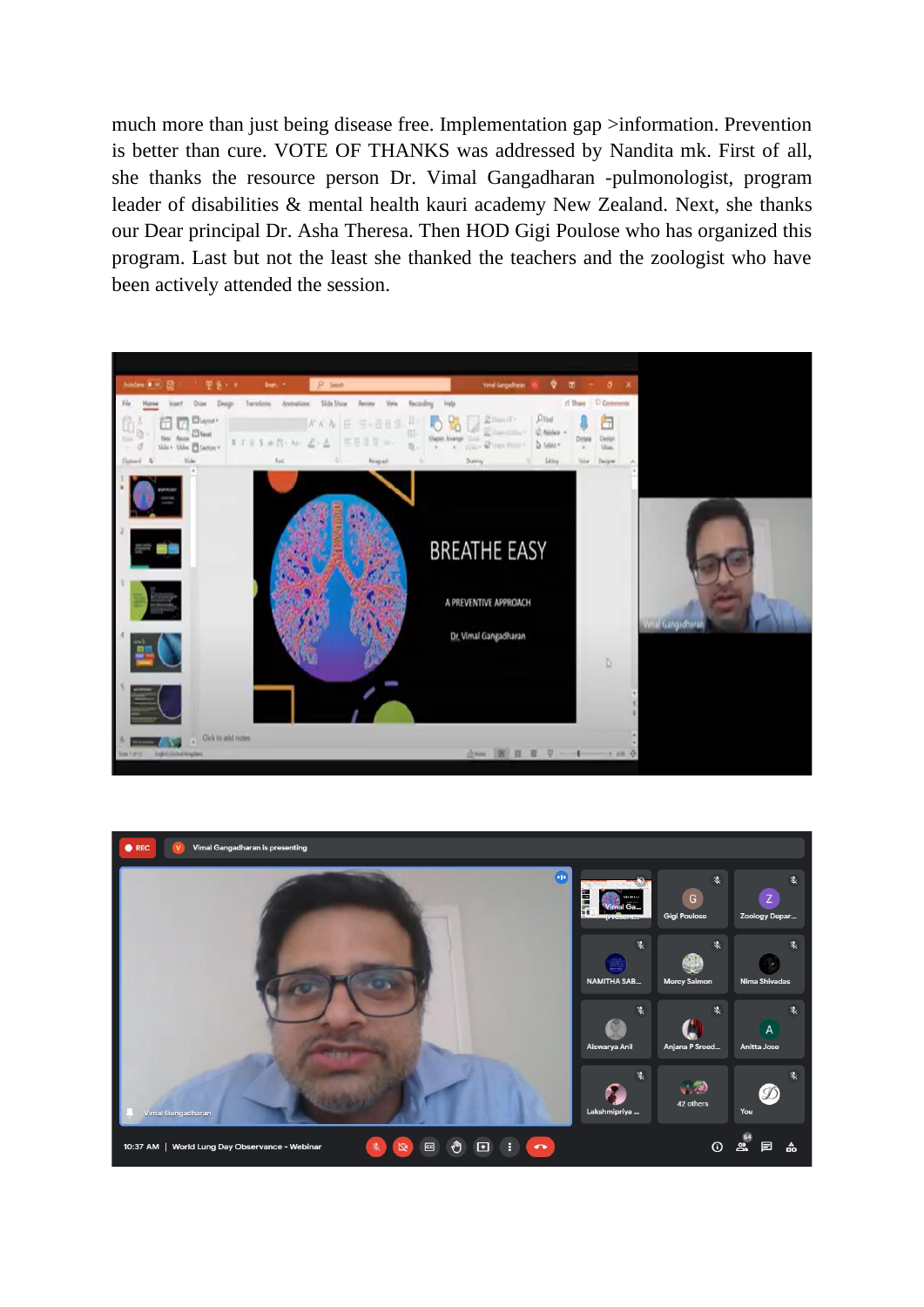much more than just being disease free. Implementation gap >information. Prevention is better than cure. VOTE OF THANKS was addressed by Nandita mk. First of all, she thanks the resource person Dr. Vimal Gangadharan -pulmonologist, program leader of disabilities & mental health kauri academy New Zealand. Next, she thanks our Dear principal Dr. Asha Theresa. Then HOD Gigi Poulose who has organized this program. Last but not the least she thanked the teachers and the zoologist who have been actively attended the session.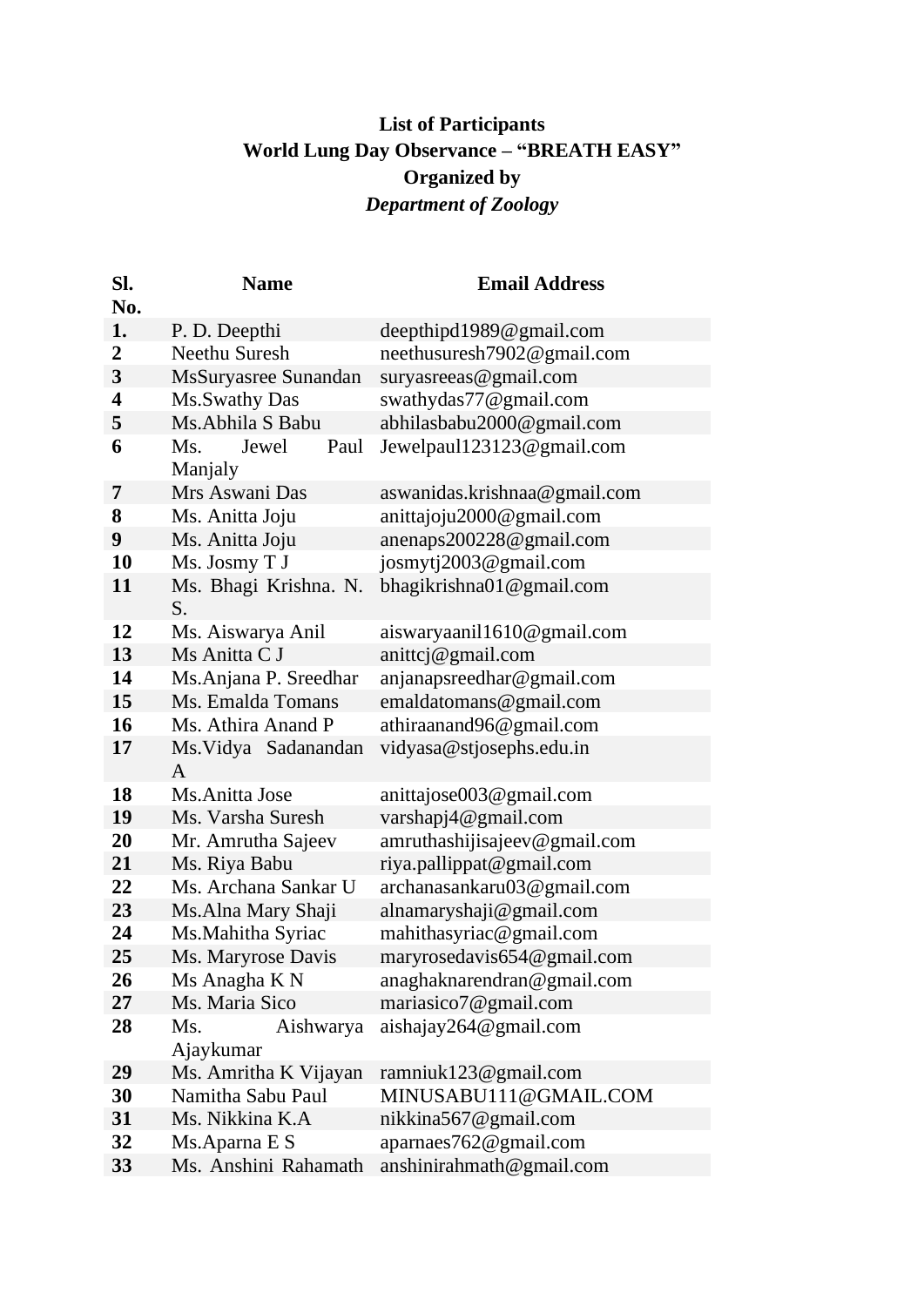**List of Participants**

**World Lung Day Observance – "BREATH EASY"**

**Organized by**

***Department of Zoology***

| Sl. No. | Name | Email Address |
|---|---|---|
| **1.** | P. D. Deepthi | deepthipd1989@gmail.com |
| **2** | Neethu Suresh | neethusuresh7902@gmail.com |
| **3** | MsSuryasree Sunandan | suryasreeas@gmail.com |
| **4** | Ms.Swathy Das | swathydas77@gmail.com |
| **5** | Ms.Abhila S Babu | abhilasbabu2000@gmail.com |
| **6** | Ms. Jewel Paul Manjaly | Jewelpaul123123@gmail.com |
| **7** | Mrs Aswani Das | aswanidas.krishnaa@gmail.com |
| **8** | Ms. Anitta Joju | anittajoju2000@gmail.com |
| **9** | Ms. Anitta Joju | anenaps200228@gmail.com |
| **10** | Ms. Josmy T J | josmytj2003@gmail.com |
| **11** | Ms. Bhagi Krishna. N. S. | bhagikrishna01@gmail.com |
| **12** | Ms. Aiswarya Anil | aiswaryaanil1610@gmail.com |
| **13** | Ms Anitta C J | anittcj@gmail.com |
| **14** | Ms.Anjana P. Sreedhar | anjanapsreedhar@gmail.com |
| **15** | Ms. Emalda Tomans | emaldatomans@gmail.com |
| **16** | Ms. Athira Anand P | athiraanand96@gmail.com |
| **17** | Ms.Vidya Sadanandan A | vidyasa@stjosephs.edu.in |
| **18** | Ms.Anitta Jose | anittajose003@gmail.com |
| **19** | Ms. Varsha Suresh | varshapj4@gmail.com |
| **20** | Mr. Amrutha Sajeev | amruthashijisajeev@gmail.com |
| **21** | Ms. Riya Babu | riya.pallippat@gmail.com |
| **22** | Ms. Archana Sankar U | archanasankaru03@gmail.com |
| **23** | Ms.Alna Mary Shaji | alnamaryshaji@gmail.com |
| **24** | Ms.Mahitha Syriac | mahithasyriac@gmail.com |
| **25** | Ms. Maryrose Davis | maryrosedavis654@gmail.com |
| **26** | Ms Anagha K N | anaghaknarendran@gmail.com |
| **27** | Ms. Maria Sico | mariasico7@gmail.com |
| **28** | Ms. Aishwarya Ajaykumar | aishajay264@gmail.com |
| **29** | Ms. Amritha K Vijayan | ramniuk123@gmail.com |
| **30** | Namitha Sabu Paul | MINUSABU111@GMAIL.COM |
| **31** | Ms. Nikkina K.A | nikkina567@gmail.com |
| **32** | Ms.Aparna E S | aparnaes762@gmail.com |
| **33** | Ms. Anshini Rahamath | anshinirahmath@gmail.com |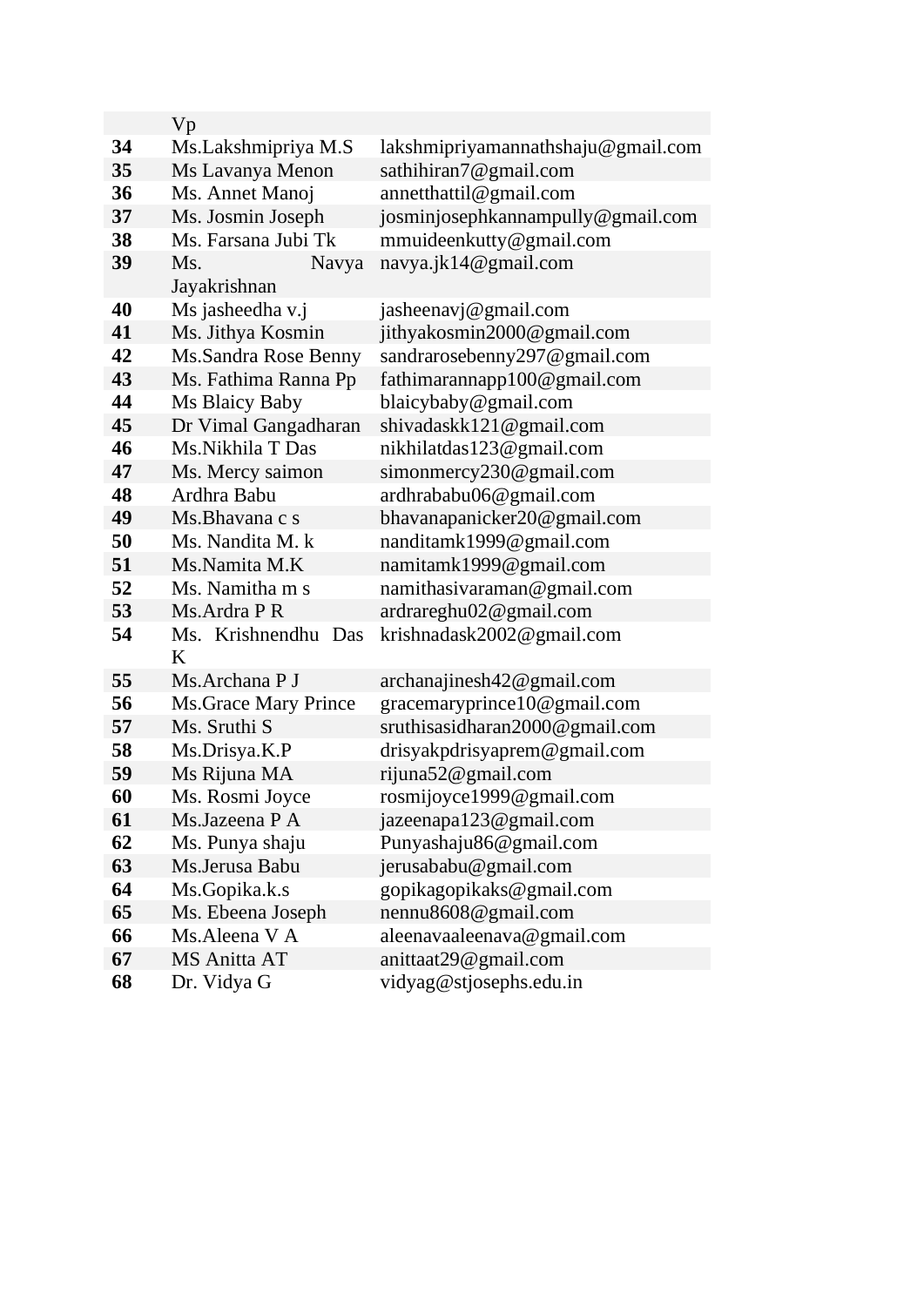| | | |
|---|---|---|
| | Vp | |
| **34** | Ms.Lakshmipriya M.S | lakshmipriyamannathshaju@gmail.com |
| **35** | Ms Lavanya Menon | sathihiran7@gmail.com |
| **36** | Ms. Annet Manoj | annetthattil@gmail.com |
| **37** | Ms. Josmin Joseph | josminjosephkannampully@gmail.com |
| **38** | Ms. Farsana Jubi Tk | mmuideenkutty@gmail.com |
| **39** | Ms. Navya Jayakrishnan | navya.jk14@gmail.com |
| **40** | Ms jasheedha v.j | jasheenavj@gmail.com |
| **41** | Ms. Jithya Kosmin | jithyakosmin2000@gmail.com |
| **42** | Ms.Sandra Rose Benny | sandrarosebenny297@gmail.com |
| **43** | Ms. Fathima Ranna Pp | fathimarannapp100@gmail.com |
| **44** | Ms Blaicy Baby | blaicybaby@gmail.com |
| **45** | Dr Vimal Gangadharan | shivadaskk121@gmail.com |
| **46** | Ms.Nikhila T Das | nikhilatdas123@gmail.com |
| **47** | Ms. Mercy saimon | simonmercy230@gmail.com |
| **48** | Ardhra Babu | ardhrababu06@gmail.com |
| **49** | Ms.Bhavana c s | bhavanapanicker20@gmail.com |
| **50** | Ms. Nandita M. k | nanditamk1999@gmail.com |
| **51** | Ms.Namita M.K | namitamk1999@gmail.com |
| **52** | Ms. Namitha m s | namithasivaraman@gmail.com |
| **53** | Ms.Ardra P R | ardrareghu02@gmail.com |
| **54** | Ms. Krishnendhu Das K | krishnadask2002@gmail.com |
| **55** | Ms.Archana P J | archanajinesh42@gmail.com |
| **56** | Ms.Grace Mary Prince | gracemaryprince10@gmail.com |
| **57** | Ms. Sruthi S | sruthisasidharan2000@gmail.com |
| **58** | Ms.Drisya.K.P | drisyakpdrisyaprem@gmail.com |
| **59** | Ms Rijuna MA | rijuna52@gmail.com |
| **60** | Ms. Rosmi Joyce | rosmijoyce1999@gmail.com |
| **61** | Ms.Jazeena P A | jazeenapa123@gmail.com |
| **62** | Ms. Punya shaju | Punyashaju86@gmail.com |
| **63** | Ms.Jerusa Babu | jerusababu@gmail.com |
| **64** | Ms.Gopika.k.s | gopikagopikaks@gmail.com |
| **65** | Ms. Ebeena Joseph | nennu8608@gmail.com |
| **66** | Ms.Aleena V A | aleenavaaleenava@gmail.com |
| **67** | MS Anitta AT | anittaat29@gmail.com |
| **68** | Dr. Vidya G | vidyag@stjosephs.edu.in |